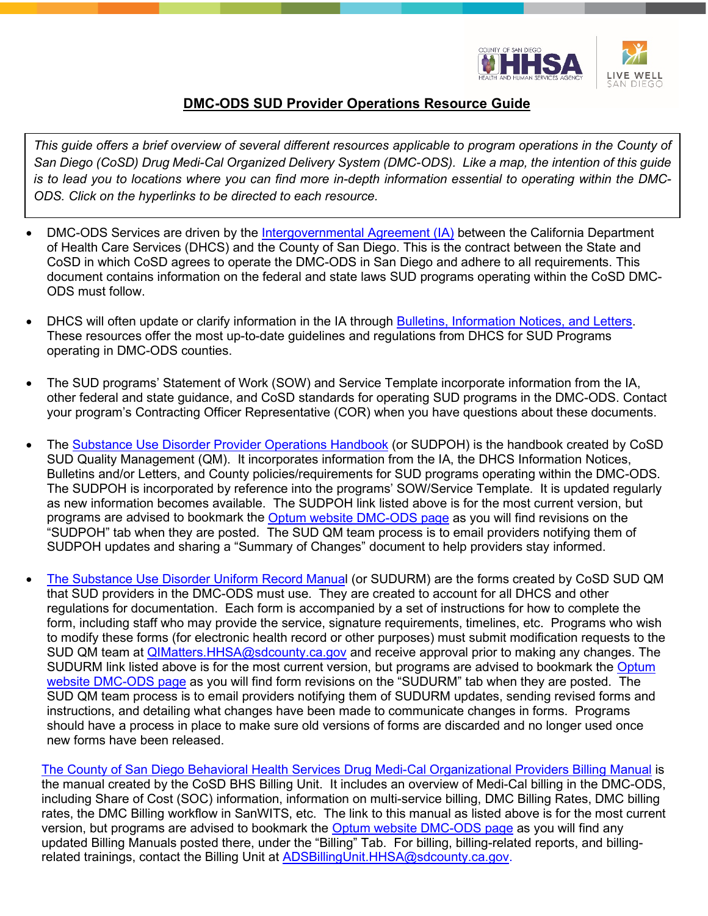# DMC-ODS SUD Provider Operations Resource Guide

*This guide offers a brief overview of several different resources applicable to program operations in the County of San Diego (CoSD) Drug Medi-Cal Organized Delivery System (DMC-ODS). Like a map, the intention of this guide is to lead you to locations where you can find more in-depth information essential to operating within the DMC-ODS. Click on the hyperlinks to be directed to each resource.*

- DMC-ODS Services are driven by the Intergovernmental Agreement (IA) between the California Department of Health Care Services (DHCS) and the County of San Diego. This is the contract between the State and CoSD in which CoSD agrees to operate the DMC-ODS in San Diego and adhere to all requirements. This document contains information on the federal and state laws SUD programs operating within the CoSD DMC-ODS must follow.

- DHCS will often update or clarify information in the IA through Bulletins, Information Notices, and Letters. These resources offer the most up-to-date guidelines and regulations from DHCS for SUD Programs operating in DMC-ODS counties.

- The SUD programs' Statement of Work (SOW) and Service Template incorporate information from the IA, other federal and state guidance, and CoSD standards for operating SUD programs in the DMC-ODS. Contact your program's Contracting Officer Representative (COR) when you have questions about these documents.

- The Substance Use Disorder Provider Operations Handbook (or SUDPOH) is the handbook created by CoSD SUD Quality Management (QM). It incorporates information from the IA, the DHCS Information Notices, Bulletins and/or Letters, and County policies/requirements for SUD programs operating within the DMC-ODS. The SUDPOH is incorporated by reference into the programs' SOW/Service Template. It is updated regularly as new information becomes available. The SUDPOH link listed above is for the most current version, but programs are advised to bookmark the Optum website DMC-ODS page as you will find revisions on the "SUDPOH" tab when they are posted. The SUD QM team process is to email providers notifying them of SUDPOH updates and sharing a "Summary of Changes" document to help providers stay informed.

- The Substance Use Disorder Uniform Record Manual (or SUDURM) are the forms created by CoSD SUD QM that SUD providers in the DMC-ODS must use. They are created to account for all DHCS and other regulations for documentation. Each form is accompanied by a set of instructions for how to complete the form, including staff who may provide the service, signature requirements, timelines, etc. Programs who wish to modify these forms (for electronic health record or other purposes) must submit modification requests to the SUD QM team at QIMatters.HHSA@sdcounty.ca.gov and receive approval prior to making any changes. The SUDURM link listed above is for the most current version, but programs are advised to bookmark the Optum website DMC-ODS page as you will find form revisions on the "SUDURM" tab when they are posted. The SUD QM team process is to email providers notifying them of SUDURM updates, sending revised forms and instructions, and detailing what changes have been made to communicate changes in forms. Programs should have a process in place to make sure old versions of forms are discarded and no longer used once new forms have been released.

The County of San Diego Behavioral Health Services Drug Medi-Cal Organizational Providers Billing Manual is the manual created by the CoSD BHS Billing Unit. It includes an overview of Medi-Cal billing in the DMC-ODS, including Share of Cost (SOC) information, information on multi-service billing, DMC Billing Rates, DMC billing rates, the DMC Billing workflow in SanWITS, etc. The link to this manual as listed above is for the most current version, but programs are advised to bookmark the Optum website DMC-ODS page as you will find any updated Billing Manuals posted there, under the "Billing" Tab. For billing, billing-related reports, and billing-related trainings, contact the Billing Unit at ADSBillingUnit.HHSA@sdcounty.ca.gov.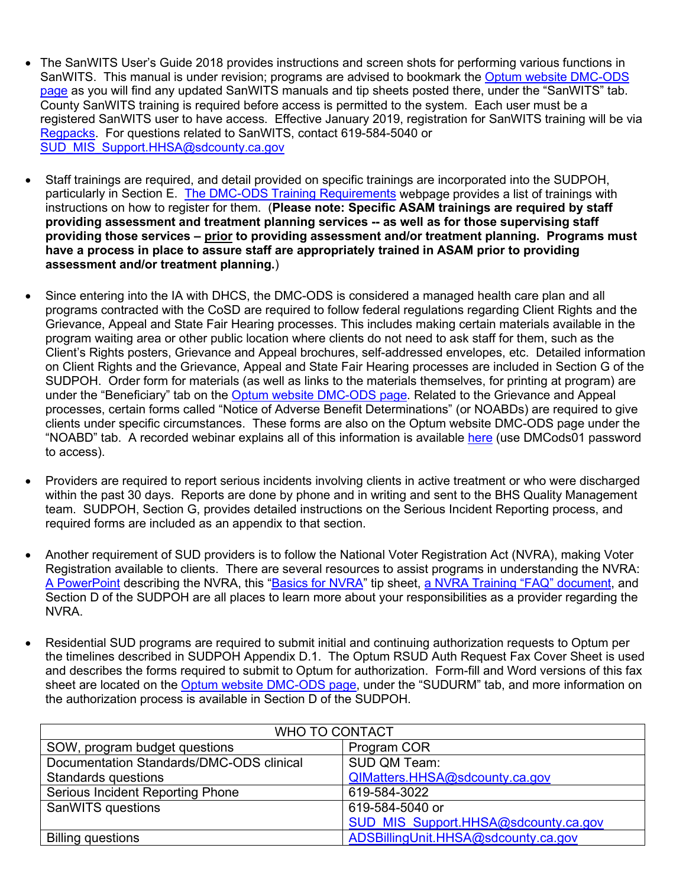- The SanWITS User's Guide 2018 provides instructions and screen shots for performing various functions in SanWITS. This manual is under revision; programs are advised to bookmark the Optum website DMC-ODS page as you will find any updated SanWITS manuals and tip sheets posted there, under the "SanWITS" tab. County SanWITS training is required before access is permitted to the system. Each user must be a registered SanWITS user to have access. Effective January 2019, registration for SanWITS training will be via Regpacks. For questions related to SanWITS, contact 619-584-5040 or SUD_MIS_Support.HHSA@sdcounty.ca.gov

- Staff trainings are required, and detail provided on specific trainings are incorporated into the SUDPOH, particularly in Section E. The DMC-ODS Training Requirements webpage provides a list of trainings with instructions on how to register for them. (**Please note: Specific ASAM trainings are required by staff providing assessment and treatment planning services -- as well as for those supervising staff providing those services – prior to providing assessment and/or treatment planning. Programs must have a process in place to assure staff are appropriately trained in ASAM prior to providing assessment and/or treatment planning.**)

- Since entering into the IA with DHCS, the DMC-ODS is considered a managed health care plan and all programs contracted with the CoSD are required to follow federal regulations regarding Client Rights and the Grievance, Appeal and State Fair Hearing processes. This includes making certain materials available in the program waiting area or other public location where clients do not need to ask staff for them, such as the Client's Rights posters, Grievance and Appeal brochures, self-addressed envelopes, etc. Detailed information on Client Rights and the Grievance, Appeal and State Fair Hearing processes are included in Section G of the SUDPOH. Order form for materials (as well as links to the materials themselves, for printing at program) are under the "Beneficiary" tab on the Optum website DMC-ODS page. Related to the Grievance and Appeal processes, certain forms called "Notice of Adverse Benefit Determinations" (or NOABDs) are required to give clients under specific circumstances. These forms are also on the Optum website DMC-ODS page under the "NOABD" tab. A recorded webinar explains all of this information is available here (use DMCods01 password to access).

- Providers are required to report serious incidents involving clients in active treatment or who were discharged within the past 30 days. Reports are done by phone and in writing and sent to the BHS Quality Management team. SUDPOH, Section G, provides detailed instructions on the Serious Incident Reporting process, and required forms are included as an appendix to that section.

- Another requirement of SUD providers is to follow the National Voter Registration Act (NVRA), making Voter Registration available to clients. There are several resources to assist programs in understanding the NVRA: A PowerPoint describing the NVRA, this "Basics for NVRA" tip sheet, a NVRA Training "FAQ" document, and Section D of the SUDPOH are all places to learn more about your responsibilities as a provider regarding the NVRA.

- Residential SUD programs are required to submit initial and continuing authorization requests to Optum per the timelines described in SUDPOH Appendix D.1. The Optum RSUD Auth Request Fax Cover Sheet is used and describes the forms required to submit to Optum for authorization. Form-fill and Word versions of this fax sheet are located on the Optum website DMC-ODS page, under the "SUDURM" tab, and more information on the authorization process is available in Section D of the SUDPOH.

| WHO TO CONTACT | |
|---|---|
| SOW, program budget questions | Program COR |
| Documentation Standards/DMC-ODS clinical Standards questions | SUD QM Team: QIMatters.HHSA@sdcounty.ca.gov |
| Serious Incident Reporting Phone | 619-584-3022 |
| SanWITS questions | 619-584-5040 or SUD_MIS_Support.HHSA@sdcounty.ca.gov |
| Billing questions | ADSBillingUnit.HHSA@sdcounty.ca.gov |